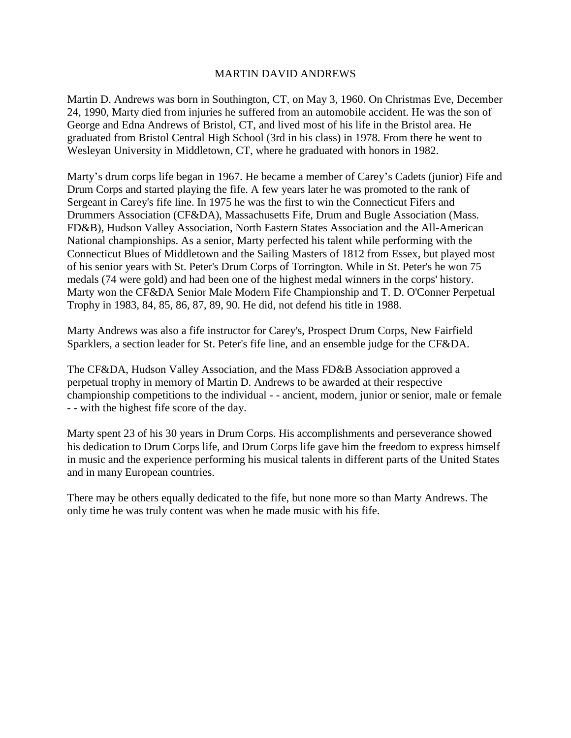# MARTIN DAVID ANDREWS

Martin D. Andrews was born in Southington, CT, on May 3, 1960. On Christmas Eve, December 24, 1990, Marty died from injuries he suffered from an automobile accident. He was the son of George and Edna Andrews of Bristol, CT, and lived most of his life in the Bristol area. He graduated from Bristol Central High School (3rd in his class) in 1978. From there he went to Wesleyan University in Middletown, CT, where he graduated with honors in 1982.

Marty's drum corps life began in 1967. He became a member of Carey's Cadets (junior) Fife and Drum Corps and started playing the fife. A few years later he was promoted to the rank of Sergeant in Carey's fife line. In 1975 he was the first to win the Connecticut Fifers and Drummers Association (CF&DA), Massachusetts Fife, Drum and Bugle Association (Mass. FD&B), Hudson Valley Association, North Eastern States Association and the All-American National championships. As a senior, Marty perfected his talent while performing with the Connecticut Blues of Middletown and the Sailing Masters of 1812 from Essex, but played most of his senior years with St. Peter's Drum Corps of Torrington. While in St. Peter's he won 75 medals (74 were gold) and had been one of the highest medal winners in the corps' history. Marty won the CF&DA Senior Male Modern Fife Championship and T. D. O'Conner Perpetual Trophy in 1983, 84, 85, 86, 87, 89, 90. He did, not defend his title in 1988.

Marty Andrews was also a fife instructor for Carey's, Prospect Drum Corps, New Fairfield Sparklers, a section leader for St. Peter's fife line, and an ensemble judge for the CF&DA.

The CF&DA, Hudson Valley Association, and the Mass FD&B Association approved a perpetual trophy in memory of Martin D. Andrews to be awarded at their respective championship competitions to the individual - - ancient, modern, junior or senior, male or female - - with the highest fife score of the day.

Marty spent 23 of his 30 years in Drum Corps. His accomplishments and perseverance showed his dedication to Drum Corps life, and Drum Corps life gave him the freedom to express himself in music and the experience performing his musical talents in different parts of the United States and in many European countries.

There may be others equally dedicated to the fife, but none more so than Marty Andrews. The only time he was truly content was when he made music with his fife.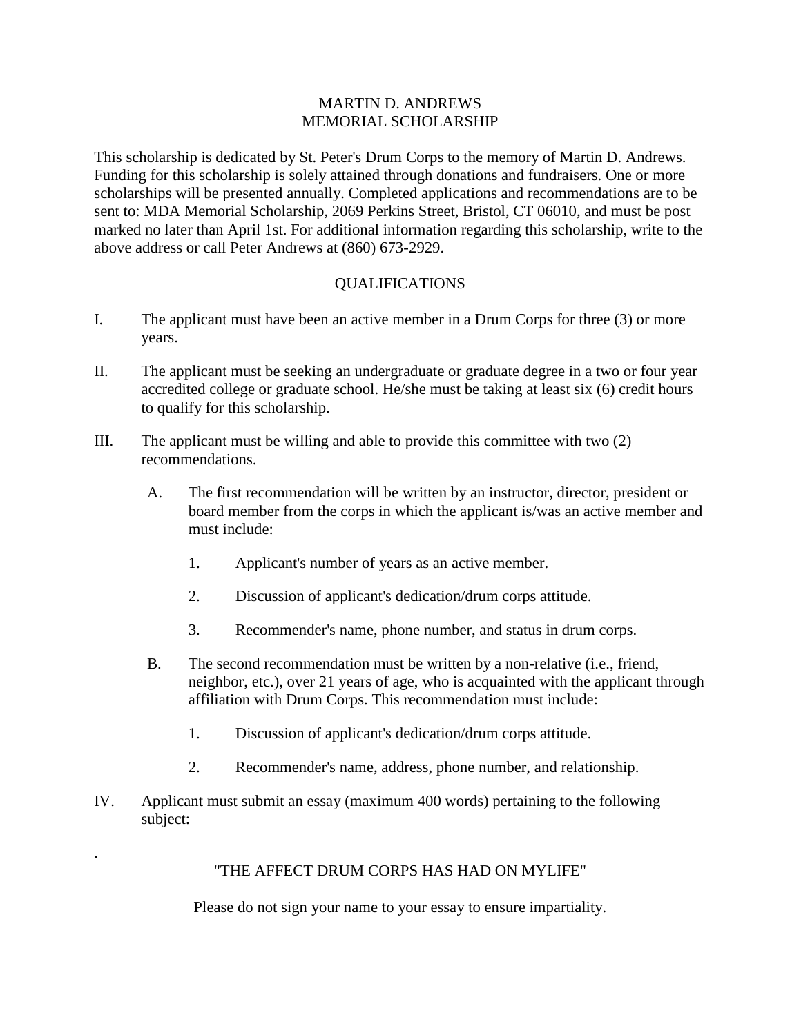# MARTIN D. ANDREWS MEMORIAL SCHOLARSHIP

This scholarship is dedicated by St. Peter's Drum Corps to the memory of Martin D. Andrews. Funding for this scholarship is solely attained through donations and fundraisers. One or more scholarships will be presented annually. Completed applications and recommendations are to be sent to: MDA Memorial Scholarship, 2069 Perkins Street, Bristol, CT 06010, and must be post marked no later than April 1st. For additional information regarding this scholarship, write to the above address or call Peter Andrews at (860) 673-2929.

## QUALIFICATIONS

I. The applicant must have been an active member in a Drum Corps for three (3) or more years.

II. The applicant must be seeking an undergraduate or graduate degree in a two or four year accredited college or graduate school. He/she must be taking at least six (6) credit hours to qualify for this scholarship.

III. The applicant must be willing and able to provide this committee with two (2) recommendations.

   A. The first recommendation will be written by an instructor, director, president or board member from the corps in which the applicant is/was an active member and must include:

      1. Applicant's number of years as an active member.

      2. Discussion of applicant's dedication/drum corps attitude.

      3. Recommender's name, phone number, and status in drum corps.

   B. The second recommendation must be written by a non-relative (i.e., friend, neighbor, etc.), over 21 years of age, who is acquainted with the applicant through affiliation with Drum Corps. This recommendation must include:

      1. Discussion of applicant's dedication/drum corps attitude.

      2. Recommender's name, address, phone number, and relationship.

IV. Applicant must submit an essay (maximum 400 words) pertaining to the following subject:

.

"THE AFFECT DRUM CORPS HAS HAD ON MYLIFE"

Please do not sign your name to your essay to ensure impartiality.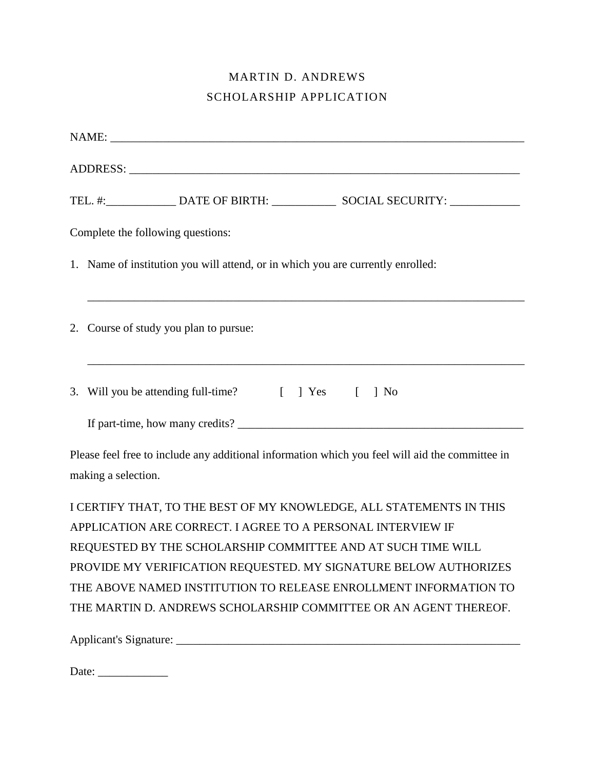# MARTIN D. ANDREWS
## SCHOLARSHIP APPLICATION

NAME: ___________________________________________________________________________

ADDRESS: _______________________________________________________________________

TEL. #:____________ DATE OF BIRTH: ___________ SOCIAL SECURITY: ____________

Complete the following questions:

1. Name of institution you will attend, or in which you are currently enrolled:

   ___________________________________________________________________________

2. Course of study you plan to pursue:

   ___________________________________________________________________________

3. Will you be attending full-time? [ ] Yes [ ] No

   If part-time, how many credits? ___________________________________________________

Please feel free to include any additional information which you feel will aid the committee in making a selection.

I CERTIFY THAT, TO THE BEST OF MY KNOWLEDGE, ALL STATEMENTS IN THIS APPLICATION ARE CORRECT. I AGREE TO A PERSONAL INTERVIEW IF REQUESTED BY THE SCHOLARSHIP COMMITTEE AND AT SUCH TIME WILL PROVIDE MY VERIFICATION REQUESTED. MY SIGNATURE BELOW AUTHORIZES THE ABOVE NAMED INSTITUTION TO RELEASE ENROLLMENT INFORMATION TO THE MARTIN D. ANDREWS SCHOLARSHIP COMMITTEE OR AN AGENT THEREOF.

Applicant's Signature: ______________________________________________________________

Date: ____________